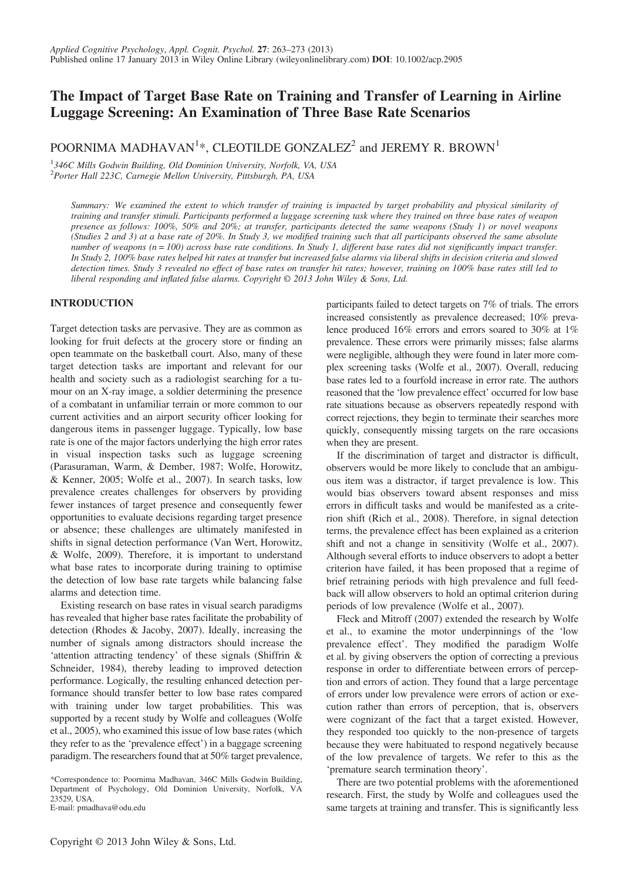# The Impact of Target Base Rate on Training and Transfer of Learning in Airline Luggage Screening: An Examination of Three Base Rate Scenarios

POORNIMA MADHAVAN[1]*, CLEOTILDE GONZALEZ[2] and JEREMY R. BROWN[1]

[1]346C Mills Godwin Building, Old Dominion University, Norfolk, VA, USA
[2]Porter Hall 223C, Carnegie Mellon University, Pittsburgh, PA, USA

*Summary: We examined the extent to which transfer of training is impacted by target probability and physical similarity of training and transfer stimuli. Participants performed a luggage screening task where they trained on three base rates of weapon presence as follows: 100%, 50% and 20%; at transfer, participants detected the same weapons (Study 1) or novel weapons (Studies 2 and 3) at a base rate of 20%. In Study 3, we modified training such that all participants observed the same absolute number of weapons (n = 100) across base rate conditions. In Study 1, different base rates did not significantly impact transfer. In Study 2, 100% base rates helped hit rates at transfer but increased false alarms via liberal shifts in decision criteria and slowed detection times. Study 3 revealed no effect of base rates on transfer hit rates; however, training on 100% base rates still led to liberal responding and inflated false alarms. Copyright © 2013 John Wiley & Sons, Ltd.*

## INTRODUCTION

Target detection tasks are pervasive. They are as common as looking for fruit defects at the grocery store or finding an open teammate on the basketball court. Also, many of these target detection tasks are important and relevant for our health and society such as a radiologist searching for a tumour on an X-ray image, a soldier determining the presence of a combatant in unfamiliar terrain or more common to our current activities and an airport security officer looking for dangerous items in passenger luggage. Typically, low base rate is one of the major factors underlying the high error rates in visual inspection tasks such as luggage screening (Parasuraman, Warm, & Dember, 1987; Wolfe, Horowitz, & Kenner, 2005; Wolfe et al., 2007). In search tasks, low prevalence creates challenges for observers by providing fewer instances of target presence and consequently fewer opportunities to evaluate decisions regarding target presence or absence; these challenges are ultimately manifested in shifts in signal detection performance (Van Wert, Horowitz, & Wolfe, 2009). Therefore, it is important to understand what base rates to incorporate during training to optimise the detection of low base rate targets while balancing false alarms and detection time.

Existing research on base rates in visual search paradigms has revealed that higher base rates facilitate the probability of detection (Rhodes & Jacoby, 2007). Ideally, increasing the number of signals among distractors should increase the 'attention attracting tendency' of these signals (Shiffrin & Schneider, 1984), thereby leading to improved detection performance. Logically, the resulting enhanced detection performance should transfer better to low base rates compared with training under low target probabilities. This was supported by a recent study by Wolfe and colleagues (Wolfe et al., 2005), who examined this issue of low base rates (which they refer to as the 'prevalence effect') in a baggage screening paradigm. The researchers found that at 50% target prevalence, participants failed to detect targets on 7% of trials. The errors increased consistently as prevalence decreased; 10% prevalence produced 16% errors and errors soared to 30% at 1% prevalence. These errors were primarily misses; false alarms were negligible, although they were found in later more complex screening tasks (Wolfe et al., 2007). Overall, reducing base rates led to a fourfold increase in error rate. The authors reasoned that the 'low prevalence effect' occurred for low base rate situations because as observers repeatedly respond with correct rejections, they begin to terminate their searches more quickly, consequently missing targets on the rare occasions when they are present.

If the discrimination of target and distractor is difficult, observers would be more likely to conclude that an ambiguous item was a distractor, if target prevalence is low. This would bias observers toward absent responses and miss errors in difficult tasks and would be manifested as a criterion shift (Rich et al., 2008). Therefore, in signal detection terms, the prevalence effect has been explained as a criterion shift and not a change in sensitivity (Wolfe et al., 2007). Although several efforts to induce observers to adopt a better criterion have failed, it has been proposed that a regime of brief retraining periods with high prevalence and full feedback will allow observers to hold an optimal criterion during periods of low prevalence (Wolfe et al., 2007).

Fleck and Mitroff (2007) extended the research by Wolfe et al., to examine the motor underpinnings of the 'low prevalence effect'. They modified the paradigm Wolfe et al. by giving observers the option of correcting a previous response in order to differentiate between errors of perception and errors of action. They found that a large percentage of errors under low prevalence were errors of action or execution rather than errors of perception, that is, observers were cognizant of the fact that a target existed. However, they responded too quickly to the non-presence of targets because they were habituated to respond negatively because of the low prevalence of targets. We refer to this as the 'premature search termination theory'.

There are two potential problems with the aforementioned research. First, the study by Wolfe and colleagues used the same targets at training and transfer. This is significantly less

*Correspondence to: Poornima Madhavan, 346C Mills Godwin Building, Department of Psychology, Old Dominion University, Norfolk, VA 23529, USA.
E-mail: pmadhava@odu.edu

Copyright © 2013 John Wiley & Sons, Ltd.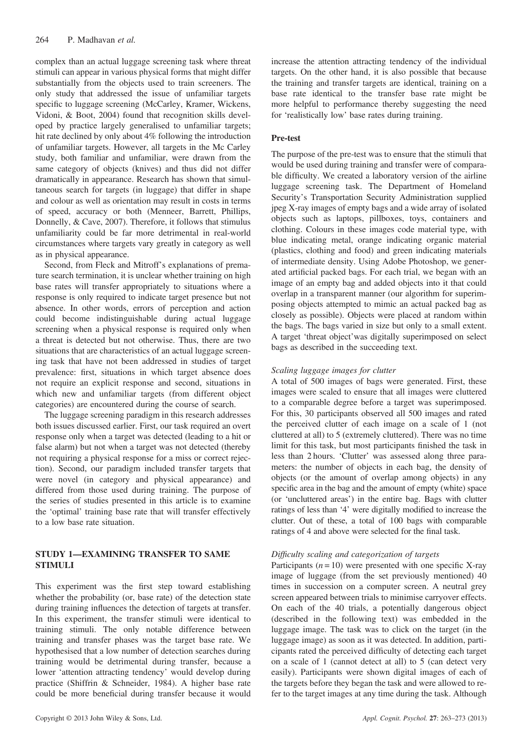complex than an actual luggage screening task where threat stimuli can appear in various physical forms that might differ substantially from the objects used to train screeners. The only study that addressed the issue of unfamiliar targets specific to luggage screening (McCarley, Kramer, Wickens, Vidoni, & Boot, 2004) found that recognition skills developed by practice largely generalised to unfamiliar targets; hit rate declined by only about 4% following the introduction of unfamiliar targets. However, all targets in the Mc Carley study, both familiar and unfamiliar, were drawn from the same category of objects (knives) and thus did not differ dramatically in appearance. Research has shown that simultaneous search for targets (in luggage) that differ in shape and colour as well as orientation may result in costs in terms of speed, accuracy or both (Menneer, Barrett, Phillips, Donnelly, & Cave, 2007). Therefore, it follows that stimulus unfamiliarity could be far more detrimental in real-world circumstances where targets vary greatly in category as well as in physical appearance.

Second, from Fleck and Mitroff's explanations of premature search termination, it is unclear whether training on high base rates will transfer appropriately to situations where a response is only required to indicate target presence but not absence. In other words, errors of perception and action could become indistinguishable during actual luggage screening when a physical response is required only when a threat is detected but not otherwise. Thus, there are two situations that are characteristics of an actual luggage screening task that have not been addressed in studies of target prevalence: first, situations in which target absence does not require an explicit response and second, situations in which new and unfamiliar targets (from different object categories) are encountered during the course of search.

The luggage screening paradigm in this research addresses both issues discussed earlier. First, our task required an overt response only when a target was detected (leading to a hit or false alarm) but not when a target was not detected (thereby not requiring a physical response for a miss or correct rejection). Second, our paradigm included transfer targets that were novel (in category and physical appearance) and differed from those used during training. The purpose of the series of studies presented in this article is to examine the 'optimal' training base rate that will transfer effectively to a low base rate situation.

## STUDY 1—EXAMINING TRANSFER TO SAME STIMULI

This experiment was the first step toward establishing whether the probability (or, base rate) of the detection state during training influences the detection of targets at transfer. In this experiment, the transfer stimuli were identical to training stimuli. The only notable difference between training and transfer phases was the target base rate. We hypothesised that a low number of detection searches during training would be detrimental during transfer, because a lower 'attention attracting tendency' would develop during practice (Shiffrin & Schneider, 1984). A higher base rate could be more beneficial during transfer because it would increase the attention attracting tendency of the individual targets. On the other hand, it is also possible that because the training and transfer targets are identical, training on a base rate identical to the transfer base rate might be more helpful to performance thereby suggesting the need for 'realistically low' base rates during training.

### Pre-test

The purpose of the pre-test was to ensure that the stimuli that would be used during training and transfer were of comparable difficulty. We created a laboratory version of the airline luggage screening task. The Department of Homeland Security's Transportation Security Administration supplied jpeg X-ray images of empty bags and a wide array of isolated objects such as laptops, pillboxes, toys, containers and clothing. Colours in these images code material type, with blue indicating metal, orange indicating organic material (plastics, clothing and food) and green indicating materials of intermediate density. Using Adobe Photoshop, we generated artificial packed bags. For each trial, we began with an image of an empty bag and added objects into it that could overlap in a transparent manner (our algorithm for superimposing objects attempted to mimic an actual packed bag as closely as possible). Objects were placed at random within the bags. The bags varied in size but only to a small extent. A target 'threat object'was digitally superimposed on select bags as described in the succeeding text.

#### *Scaling luggage images for clutter*

A total of 500 images of bags were generated. First, these images were scaled to ensure that all images were cluttered to a comparable degree before a target was superimposed. For this, 30 participants observed all 500 images and rated the perceived clutter of each image on a scale of 1 (not cluttered at all) to 5 (extremely cluttered). There was no time limit for this task, but most participants finished the task in less than 2 hours. 'Clutter' was assessed along three parameters: the number of objects in each bag, the density of objects (or the amount of overlap among objects) in any specific area in the bag and the amount of empty (white) space (or 'uncluttered areas') in the entire bag. Bags with clutter ratings of less than '4' were digitally modified to increase the clutter. Out of these, a total of 100 bags with comparable ratings of 4 and above were selected for the final task.

#### *Difficulty scaling and categorization of targets*

Participants ($n = 10$) were presented with one specific X-ray image of luggage (from the set previously mentioned) 40 times in succession on a computer screen. A neutral grey screen appeared between trials to minimise carryover effects. On each of the 40 trials, a potentially dangerous object (described in the following text) was embedded in the luggage image. The task was to click on the target (in the luggage image) as soon as it was detected. In addition, participants rated the perceived difficulty of detecting each target on a scale of 1 (cannot detect at all) to 5 (can detect very easily). Participants were shown digital images of each of the targets before they began the task and were allowed to refer to the target images at any time during the task. Although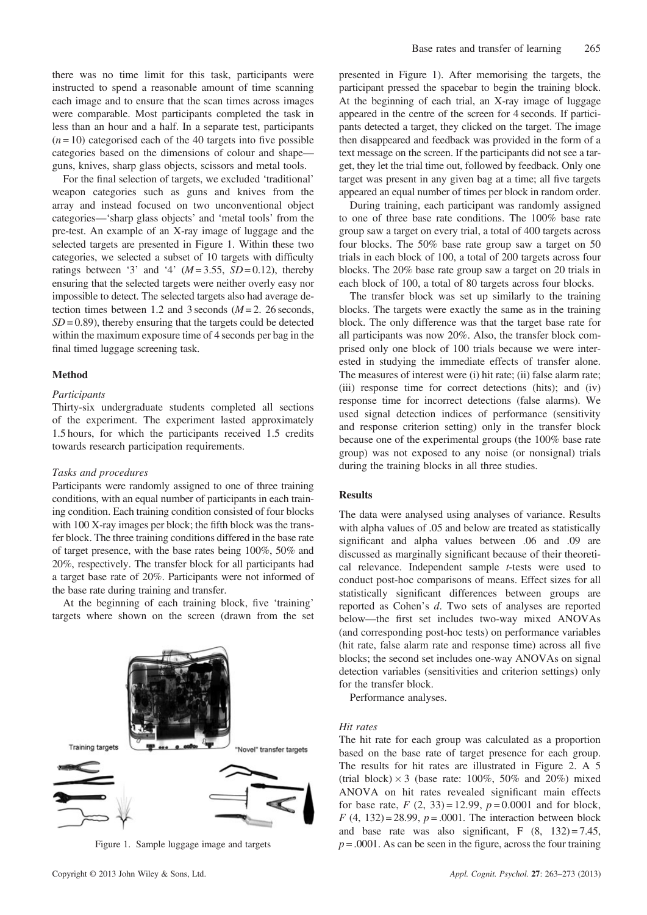there was no time limit for this task, participants were instructed to spend a reasonable amount of time scanning each image and to ensure that the scan times across images were comparable. Most participants completed the task in less than an hour and a half. In a separate test, participants ($n = 10$) categorised each of the 40 targets into five possible categories based on the dimensions of colour and shape—guns, knives, sharp glass objects, scissors and metal tools.

For the final selection of targets, we excluded 'traditional' weapon categories such as guns and knives from the array and instead focused on two unconventional object categories—'sharp glass objects' and 'metal tools' from the pre-test. An example of an X-ray image of luggage and the selected targets are presented in Figure 1. Within these two categories, we selected a subset of 10 targets with difficulty ratings between '3' and '4' ($M = 3.55$, $SD = 0.12$), thereby ensuring that the selected targets were neither overly easy nor impossible to detect. The selected targets also had average detection times between 1.2 and 3 seconds ($M = 2.$ 26 seconds, $SD = 0.89$), thereby ensuring that the targets could be detected within the maximum exposure time of 4 seconds per bag in the final timed luggage screening task.

### Method

#### *Participants*

Thirty-six undergraduate students completed all sections of the experiment. The experiment lasted approximately 1.5 hours, for which the participants received 1.5 credits towards research participation requirements.

#### *Tasks and procedures*

Participants were randomly assigned to one of three training conditions, with an equal number of participants in each training condition. Each training condition consisted of four blocks with 100 X-ray images per block; the fifth block was the transfer block. The three training conditions differed in the base rate of target presence, with the base rates being 100%, 50% and 20%, respectively. The transfer block for all participants had a target base rate of 20%. Participants were not informed of the base rate during training and transfer.

At the beginning of each training block, five 'training' targets where shown on the screen (drawn from the set presented in Figure 1). After memorising the targets, the participant pressed the spacebar to begin the training block. At the beginning of each trial, an X-ray image of luggage appeared in the centre of the screen for 4 seconds. If participants detected a target, they clicked on the target. The image then disappeared and feedback was provided in the form of a text message on the screen. If the participants did not see a target, they let the trial time out, followed by feedback. Only one target was present in any given bag at a time; all five targets appeared an equal number of times per block in random order.

Figure 1. Sample luggage image and targets

During training, each participant was randomly assigned to one of three base rate conditions. The 100% base rate group saw a target on every trial, a total of 400 targets across four blocks. The 50% base rate group saw a target on 50 trials in each block of 100, a total of 200 targets across four blocks. The 20% base rate group saw a target on 20 trials in each block of 100, a total of 80 targets across four blocks.

The transfer block was set up similarly to the training blocks. The targets were exactly the same as in the training block. The only difference was that the target base rate for all participants was now 20%. Also, the transfer block comprised only one block of 100 trials because we were interested in studying the immediate effects of transfer alone. The measures of interest were (i) hit rate; (ii) false alarm rate; (iii) response time for correct detections (hits); and (iv) response time for incorrect detections (false alarms). We used signal detection indices of performance (sensitivity and response criterion setting) only in the transfer block because one of the experimental groups (the 100% base rate group) was not exposed to any noise (or nonsignal) trials during the training blocks in all three studies.

### Results

The data were analysed using analyses of variance. Results with alpha values of .05 and below are treated as statistically significant and alpha values between .06 and .09 are discussed as marginally significant because of their theoretical relevance. Independent sample *t*-tests were used to conduct post-hoc comparisons of means. Effect sizes for all statistically significant differences between groups are reported as Cohen's *d*. Two sets of analyses are reported below—the first set includes two-way mixed ANOVAs (and corresponding post-hoc tests) on performance variables (hit rate, false alarm rate and response time) across all five blocks; the second set includes one-way ANOVAs on signal detection variables (sensitivities and criterion settings) only for the transfer block.

Performance analyses.

#### *Hit rates*

The hit rate for each group was calculated as a proportion based on the base rate of target presence for each group. The results for hit rates are illustrated in Figure 2. A 5 (trial block) × 3 (base rate: 100%, 50% and 20%) mixed ANOVA on hit rates revealed significant main effects for base rate, $F\ (2,\ 33) = 12.99$, $p = 0.0001$ and for block, $F\ (4,\ 132) = 28.99$, $p = .0001$. The interaction between block and base rate was also significant, $F\ (8,\ 132) = 7.45$, $p = .0001$. As can be seen in the figure, across the four training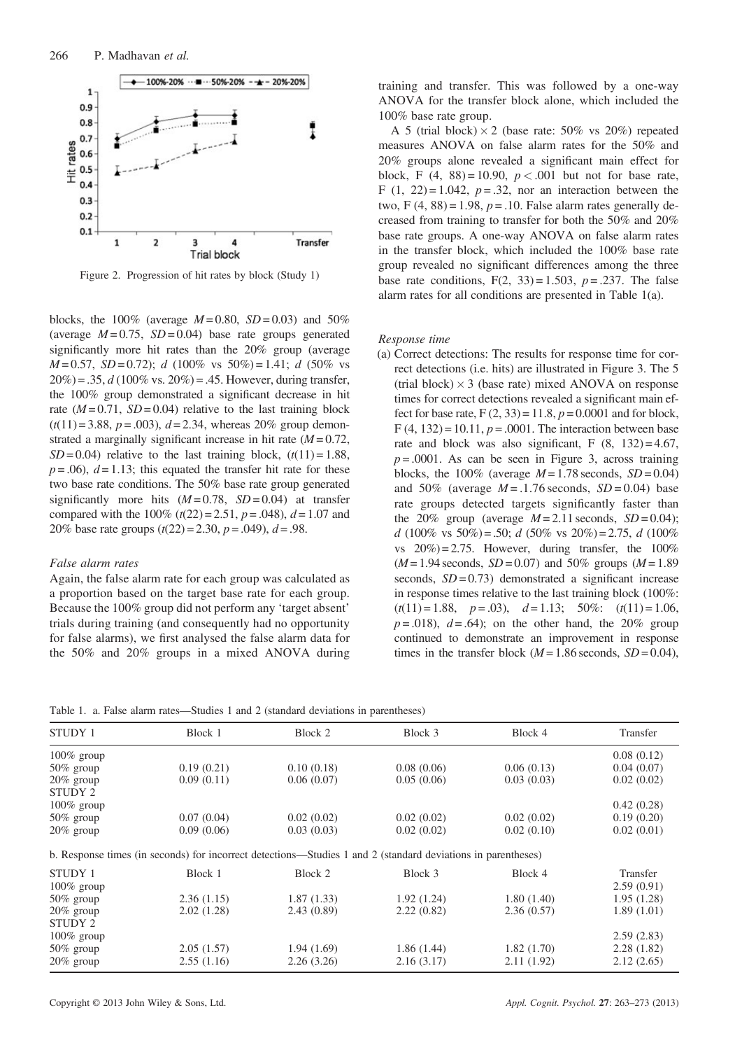Figure 2. Progression of hit rates by block (Study 1)

blocks, the 100% (average $M = 0.80$, $SD = 0.03$) and 50% (average $M = 0.75$, $SD = 0.04$) base rate groups generated significantly more hit rates than the 20% group (average $M = 0.57$, $SD = 0.72$); $d$ (100% vs 50%) = 1.41; $d$ (50% vs 20%) = .35, $d$ (100% vs. 20%) = .45. However, during transfer, the 100% group demonstrated a significant decrease in hit rate ($M = 0.71$, $SD = 0.04$) relative to the last training block ($t(11) = 3.88$, $p = .003$), $d = 2.34$, whereas 20% group demonstrated a marginally significant increase in hit rate ($M = 0.72$, $SD = 0.04$) relative to the last training block, ($t(11) = 1.88$, $p = .06$), $d = 1.13$; this equated the transfer hit rate for these two base rate conditions. The 50% base rate group generated significantly more hits ($M = 0.78$, $SD = 0.04$) at transfer compared with the 100% ($t(22) = 2.51$, $p = .048$), $d = 1.07$ and 20% base rate groups ($t(22) = 2.30$, $p = .049$), $d = .98$.

*False alarm rates*

Again, the false alarm rate for each group was calculated as a proportion based on the target base rate for each group. Because the 100% group did not perform any 'target absent' trials during training (and consequently had no opportunity for false alarms), we first analysed the false alarm data for the 50% and 20% groups in a mixed ANOVA during training and transfer. This was followed by a one-way ANOVA for the transfer block alone, which included the 100% base rate group.

A 5 (trial block) × 2 (base rate: 50% vs 20%) repeated measures ANOVA on false alarm rates for the 50% and 20% groups alone revealed a significant main effect for block, $F(4, 88) = 10.90$, $p < .001$ but not for base rate, $F(1, 22) = 1.042$, $p = .32$, nor an interaction between the two, $F(4, 88) = 1.98$, $p = .10$. False alarm rates generally decreased from training to transfer for both the 50% and 20% base rate groups. A one-way ANOVA on false alarm rates in the transfer block, which included the 100% base rate group revealed no significant differences among the three base rate conditions, $F(2, 33) = 1.503$, $p = .237$. The false alarm rates for all conditions are presented in Table 1(a).

*Response time*

(a) Correct detections: The results for response time for correct detections (i.e. hits) are illustrated in Figure 3. The 5 (trial block) × 3 (base rate) mixed ANOVA on response times for correct detections revealed a significant main effect for base rate, $F(2, 33) = 11.8$, $p = 0.0001$ and for block, $F(4, 132) = 10.11$, $p = .0001$. The interaction between base rate and block was also significant, $F(8, 132) = 4.67$, $p = .0001$. As can be seen in Figure 3, across training blocks, the 100% (average $M = 1.78$ seconds, $SD = 0.04$) and 50% (average $M = .1.76$ seconds, $SD = 0.04$) base rate groups detected targets significantly faster than the 20% group (average $M = 2.11$ seconds, $SD = 0.04$); $d$ (100% vs 50%) = .50; $d$ (50% vs 20%) = 2.75, $d$ (100% vs 20%) = 2.75. However, during transfer, the 100% ($M = 1.94$ seconds, $SD = 0.07$) and 50% groups ($M = 1.89$ seconds, $SD = 0.73$) demonstrated a significant increase in response times relative to the last training block (100%: ($t(11) = 1.88$, $p = .03$), $d = 1.13$; 50%: ($t(11) = 1.06$, $p = .018$), $d = .64$); on the other hand, the 20% group continued to demonstrate an improvement in response times in the transfer block ($M = 1.86$ seconds, $SD = 0.04$),

Table 1. a. False alarm rates—Studies 1 and 2 (standard deviations in parentheses)

| STUDY 1 | Block 1 | Block 2 | Block 3 | Block 4 | Transfer |
|---|---|---|---|---|---|
| 100% group | | | | | 0.08 (0.12) |
| 50% group | 0.19 (0.21) | 0.10 (0.18) | 0.08 (0.06) | 0.06 (0.13) | 0.04 (0.07) |
| 20% group | 0.09 (0.11) | 0.06 (0.07) | 0.05 (0.06) | 0.03 (0.03) | 0.02 (0.02) |
| STUDY 2 | | | | | |
| 100% group | | | | | 0.42 (0.28) |
| 50% group | 0.07 (0.04) | 0.02 (0.02) | 0.02 (0.02) | 0.02 (0.02) | 0.19 (0.20) |
| 20% group | 0.09 (0.06) | 0.03 (0.03) | 0.02 (0.02) | 0.02 (0.10) | 0.02 (0.01) |

b. Response times (in seconds) for incorrect detections—Studies 1 and 2 (standard deviations in parentheses)

| STUDY 1 | Block 1 | Block 2 | Block 3 | Block 4 | Transfer |
|---|---|---|---|---|---|
| 100% group | | | | | 2.59 (0.91) |
| 50% group | 2.36 (1.15) | 1.87 (1.33) | 1.92 (1.24) | 1.80 (1.40) | 1.95 (1.28) |
| 20% group | 2.02 (1.28) | 2.43 (0.89) | 2.22 (0.82) | 2.36 (0.57) | 1.89 (1.01) |
| STUDY 2 | | | | | |
| 100% group | | | | | 2.59 (2.83) |
| 50% group | 2.05 (1.57) | 1.94 (1.69) | 1.86 (1.44) | 1.82 (1.70) | 2.28 (1.82) |
| 20% group | 2.55 (1.16) | 2.26 (3.26) | 2.16 (3.17) | 2.11 (1.92) | 2.12 (2.65) |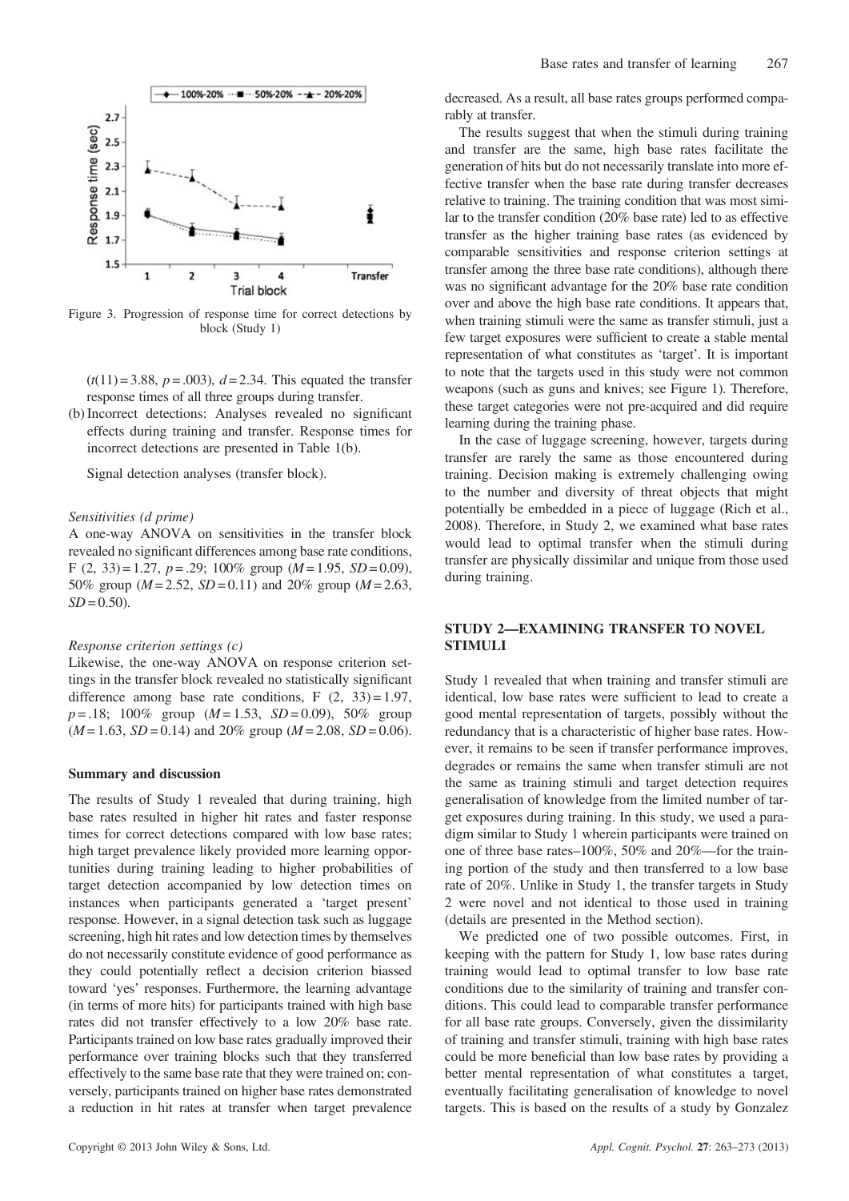100%-20% 50%-20% 20%-20%

Response time (sec)

2.7
2.5
2.3
2.1
1.9
1.7
1.5

1 2 3 4 Transfer

Trial block

Figure 3. Progression of response time for correct detections by block (Study 1)

($t(11) = 3.88$, $p = .003$), $d = 2.34$. This equated the transfer response times of all three groups during transfer.

(b) Incorrect detections: Analyses revealed no significant effects during training and transfer. Response times for incorrect detections are presented in Table 1(b).

Signal detection analyses (transfer block).

*Sensitivities (d prime)*

A one-way ANOVA on sensitivities in the transfer block revealed no significant differences among base rate conditions, $F(2, 33) = 1.27$, $p = .29$; 100% group ($M = 1.95$, $SD = 0.09$), 50% group ($M = 2.52$, $SD = 0.11$) and 20% group ($M = 2.63$, $SD = 0.50$).

*Response criterion settings (c)*

Likewise, the one-way ANOVA on response criterion settings in the transfer block revealed no statistically significant difference among base rate conditions, $F(2, 33) = 1.97$, $p = .18$; 100% group ($M = 1.53$, $SD = 0.09$), 50% group ($M = 1.63$, $SD = 0.14$) and 20% group ($M = 2.08$, $SD = 0.06$).

### Summary and discussion

The results of Study 1 revealed that during training, high base rates resulted in higher hit rates and faster response times for correct detections compared with low base rates; high target prevalence likely provided more learning opportunities during training leading to higher probabilities of target detection accompanied by low detection times on instances when participants generated a 'target present' response. However, in a signal detection task such as luggage screening, high hit rates and low detection times by themselves do not necessarily constitute evidence of good performance as they could potentially reflect a decision criterion biassed toward 'yes' responses. Furthermore, the learning advantage (in terms of more hits) for participants trained with high base rates did not transfer effectively to a low 20% base rate. Participants trained on low base rates gradually improved their performance over training blocks such that they transferred effectively to the same base rate that they were trained on; conversely, participants trained on higher base rates demonstrated a reduction in hit rates at transfer when target prevalence decreased. As a result, all base rates groups performed comparably at transfer.

The results suggest that when the stimuli during training and transfer are the same, high base rates facilitate the generation of hits but do not necessarily translate into more effective transfer when the base rate during transfer decreases relative to training. The training condition that was most similar to the transfer condition (20% base rate) led to as effective transfer as the higher training base rates (as evidenced by comparable sensitivities and response criterion settings at transfer among the three base rate conditions), although there was no significant advantage for the 20% base rate condition over and above the high base rate conditions. It appears that, when training stimuli were the same as transfer stimuli, just a few target exposures were sufficient to create a stable mental representation of what constitutes as 'target'. It is important to note that the targets used in this study were not common weapons (such as guns and knives; see Figure 1). Therefore, these target categories were not pre-acquired and did require learning during the training phase.

In the case of luggage screening, however, targets during transfer are rarely the same as those encountered during training. Decision making is extremely challenging owing to the number and diversity of threat objects that might potentially be embedded in a piece of luggage (Rich et al., 2008). Therefore, in Study 2, we examined what base rates would lead to optimal transfer when the stimuli during transfer are physically dissimilar and unique from those used during training.

## STUDY 2—EXAMINING TRANSFER TO NOVEL STIMULI

Study 1 revealed that when training and transfer stimuli are identical, low base rates were sufficient to lead to create a good mental representation of targets, possibly without the redundancy that is a characteristic of higher base rates. However, it remains to be seen if transfer performance improves, degrades or remains the same when transfer stimuli are not the same as training stimuli and target detection requires generalisation of knowledge from the limited number of target exposures during training. In this study, we used a paradigm similar to Study 1 wherein participants were trained on one of three base rates–100%, 50% and 20%—for the training portion of the study and then transferred to a low base rate of 20%. Unlike in Study 1, the transfer targets in Study 2 were novel and not identical to those used in training (details are presented in the Method section).

We predicted one of two possible outcomes. First, in keeping with the pattern for Study 1, low base rates during training would lead to optimal transfer to low base rate conditions due to the similarity of training and transfer conditions. This could lead to comparable transfer performance for all base rate groups. Conversely, given the dissimilarity of training and transfer stimuli, training with high base rates could be more beneficial than low base rates by providing a better mental representation of what constitutes a target, eventually facilitating generalisation of knowledge to novel targets. This is based on the results of a study by Gonzalez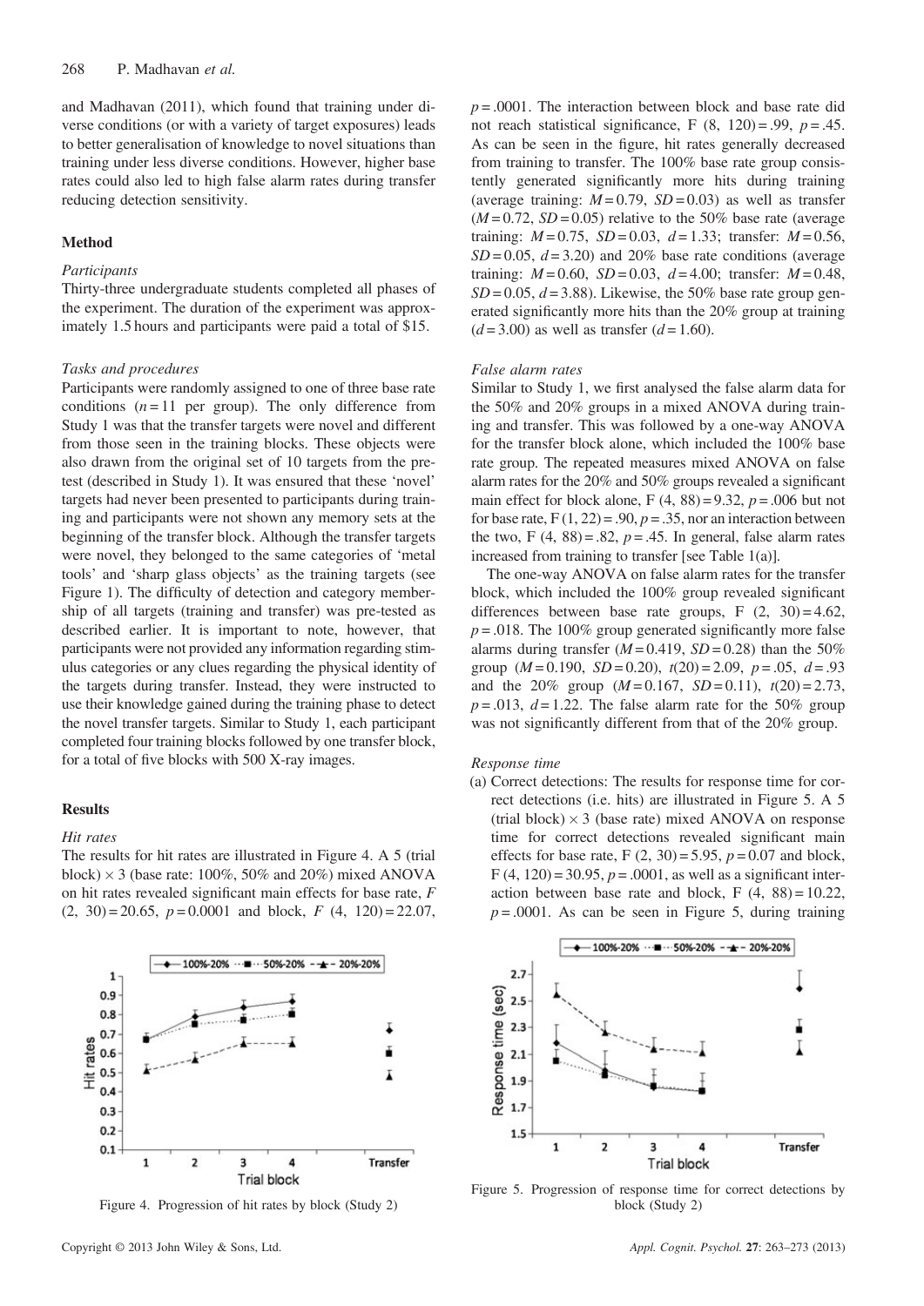and Madhavan (2011), which found that training under diverse conditions (or with a variety of target exposures) leads to better generalisation of knowledge to novel situations than training under less diverse conditions. However, higher base rates could also led to high false alarm rates during transfer reducing detection sensitivity.

### Method

#### *Participants*

Thirty-three undergraduate students completed all phases of the experiment. The duration of the experiment was approximately 1.5 hours and participants were paid a total of $15.

#### *Tasks and procedures*

Participants were randomly assigned to one of three base rate conditions ($n = 11$ per group). The only difference from Study 1 was that the transfer targets were novel and different from those seen in the training blocks. These objects were also drawn from the original set of 10 targets from the pretest (described in Study 1). It was ensured that these 'novel' targets had never been presented to participants during training and participants were not shown any memory sets at the beginning of the transfer block. Although the transfer targets were novel, they belonged to the same categories of 'metal tools' and 'sharp glass objects' as the training targets (see Figure 1). The difficulty of detection and category membership of all targets (training and transfer) was pre-tested as described earlier. It is important to note, however, that participants were not provided any information regarding stimulus categories or any clues regarding the physical identity of the targets during transfer. Instead, they were instructed to use their knowledge gained during the training phase to detect the novel transfer targets. Similar to Study 1, each participant completed four training blocks followed by one transfer block, for a total of five blocks with 500 X-ray images.

### Results

#### *Hit rates*

The results for hit rates are illustrated in Figure 4. A 5 (trial block) × 3 (base rate: 100%, 50% and 20%) mixed ANOVA on hit rates revealed significant main effects for base rate, $F(2, 30) = 20.65$, $p = 0.0001$ and block, $F(4, 120) = 22.07$, $p = .0001$. The interaction between block and base rate did not reach statistical significance, $F(8, 120) = .99$, $p = .45$. As can be seen in the figure, hit rates generally decreased from training to transfer. The 100% base rate group consistently generated significantly more hits during training (average training: $M = 0.79$, $SD = 0.03$) as well as transfer ($M = 0.72$, $SD = 0.05$) relative to the 50% base rate (average training: $M = 0.75$, $SD = 0.03$, $d = 1.33$; transfer: $M = 0.56$, $SD = 0.05$, $d = 3.20$) and 20% base rate conditions (average training: $M = 0.60$, $SD = 0.03$, $d = 4.00$; transfer: $M = 0.48$, $SD = 0.05$, $d = 3.88$). Likewise, the 50% base rate group generated significantly more hits than the 20% group at training ($d = 3.00$) as well as transfer ($d = 1.60$).

Figure 4. Progression of hit rates by block (Study 2)

#### *False alarm rates*

Similar to Study 1, we first analysed the false alarm data for the 50% and 20% groups in a mixed ANOVA during training and transfer. This was followed by a one-way ANOVA for the transfer block alone, which included the 100% base rate group. The repeated measures mixed ANOVA on false alarm rates for the 20% and 50% groups revealed a significant main effect for block alone, $F(4, 88) = 9.32$, $p = .006$ but not for base rate, $F(1, 22) = .90$, $p = .35$, nor an interaction between the two, $F(4, 88) = .82$, $p = .45$. In general, false alarm rates increased from training to transfer [see Table 1(a)].

The one-way ANOVA on false alarm rates for the transfer block, which included the 100% group revealed significant differences between base rate groups, $F(2, 30) = 4.62$, $p = .018$. The 100% group generated significantly more false alarms during transfer ($M = 0.419$, $SD = 0.28$) than the 50% group ($M = 0.190$, $SD = 0.20$), $t(20) = 2.09$, $p = .05$, $d = .93$ and the 20% group ($M = 0.167$, $SD = 0.11$), $t(20) = 2.73$, $p = .013$, $d = 1.22$. The false alarm rate for the 50% group was not significantly different from that of the 20% group.

#### *Response time*

(a) Correct detections: The results for response time for correct detections (i.e. hits) are illustrated in Figure 5. A 5 (trial block) × 3 (base rate) mixed ANOVA on response time for correct detections revealed significant main effects for base rate, $F(2, 30) = 5.95$, $p = 0.07$ and block, $F(4, 120) = 30.95$, $p = .0001$, as well as a significant interaction between base rate and block, $F(4, 88) = 10.22$, $p = .0001$. As can be seen in Figure 5, during training

Figure 5. Progression of response time for correct detections by block (Study 2)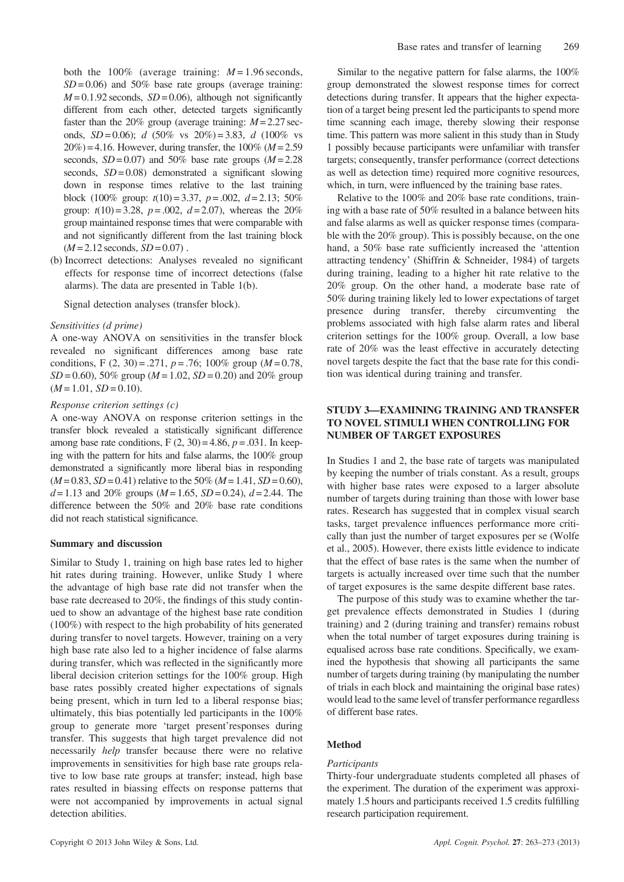both the 100% (average training: $M = 1.96$ seconds, $SD = 0.06$) and 50% base rate groups (average training: $M = 0.1.92$ seconds, $SD = 0.06$), although not significantly different from each other, detected targets significantly faster than the 20% group (average training: $M = 2.27$ seconds, $SD = 0.06$); $d$ (50% vs 20%) = 3.83, $d$ (100% vs 20%) = 4.16. However, during transfer, the 100% ($M = 2.59$ seconds, $SD = 0.07$) and 50% base rate groups ($M = 2.28$ seconds, $SD = 0.08$) demonstrated a significant slowing down in response times relative to the last training block (100% group: $t(10) = 3.37$, $p = .002$, $d = 2.13$; 50% group: $t(10) = 3.28$, $p = .002$, $d = 2.07$), whereas the 20% group maintained response times that were comparable with and not significantly different from the last training block ($M = 2.12$ seconds, $SD = 0.07$) .

(b) Incorrect detections: Analyses revealed no significant effects for response time of incorrect detections (false alarms). The data are presented in Table 1(b).

Signal detection analyses (transfer block).

*Sensitivities (d prime)*

A one-way ANOVA on sensitivities in the transfer block revealed no significant differences among base rate conditions, $F\ (2, 30) = .271$, $p = .76$; 100% group ($M = 0.78$, $SD = 0.60$), 50% group ($M = 1.02$, $SD = 0.20$) and 20% group ($M = 1.01$, $SD = 0.10$).

*Response criterion settings (c)*

A one-way ANOVA on response criterion settings in the transfer block revealed a statistically significant difference among base rate conditions, $F\ (2, 30) = 4.86$, $p = .031$. In keeping with the pattern for hits and false alarms, the 100% group demonstrated a significantly more liberal bias in responding ($M = 0.83$, $SD = 0.41$) relative to the 50% ($M = 1.41$, $SD = 0.60$), $d = 1.13$ and 20% groups ($M = 1.65$, $SD = 0.24$), $d = 2.44$. The difference between the 50% and 20% base rate conditions did not reach statistical significance.

### Summary and discussion

Similar to Study 1, training on high base rates led to higher hit rates during training. However, unlike Study 1 where the advantage of high base rate did not transfer when the base rate decreased to 20%, the findings of this study continued to show an advantage of the highest base rate condition (100%) with respect to the high probability of hits generated during transfer to novel targets. However, training on a very high base rate also led to a higher incidence of false alarms during transfer, which was reflected in the significantly more liberal decision criterion settings for the 100% group. High base rates possibly created higher expectations of signals being present, which in turn led to a liberal response bias; ultimately, this bias potentially led participants in the 100% group to generate more 'target present'responses during transfer. This suggests that high target prevalence did not necessarily *help* transfer because there were no relative improvements in sensitivities for high base rate groups relative to low base rate groups at transfer; instead, high base rates resulted in biassing effects on response patterns that were not accompanied by improvements in actual signal detection abilities.

Similar to the negative pattern for false alarms, the 100% group demonstrated the slowest response times for correct detections during transfer. It appears that the higher expectation of a target being present led the participants to spend more time scanning each image, thereby slowing their response time. This pattern was more salient in this study than in Study 1 possibly because participants were unfamiliar with transfer targets; consequently, transfer performance (correct detections as well as detection time) required more cognitive resources, which, in turn, were influenced by the training base rates.

Relative to the 100% and 20% base rate conditions, training with a base rate of 50% resulted in a balance between hits and false alarms as well as quicker response times (comparable with the 20% group). This is possibly because, on the one hand, a 50% base rate sufficiently increased the 'attention attracting tendency' (Shiffrin & Schneider, 1984) of targets during training, leading to a higher hit rate relative to the 20% group. On the other hand, a moderate base rate of 50% during training likely led to lower expectations of target presence during transfer, thereby circumventing the problems associated with high false alarm rates and liberal criterion settings for the 100% group. Overall, a low base rate of 20% was the least effective in accurately detecting novel targets despite the fact that the base rate for this condition was identical during training and transfer.

## STUDY 3—EXAMINING TRAINING AND TRANSFER TO NOVEL STIMULI WHEN CONTROLLING FOR NUMBER OF TARGET EXPOSURES

In Studies 1 and 2, the base rate of targets was manipulated by keeping the number of trials constant. As a result, groups with higher base rates were exposed to a larger absolute number of targets during training than those with lower base rates. Research has suggested that in complex visual search tasks, target prevalence influences performance more critically than just the number of target exposures per se (Wolfe et al., 2005). However, there exists little evidence to indicate that the effect of base rates is the same when the number of targets is actually increased over time such that the number of target exposures is the same despite different base rates.

The purpose of this study was to examine whether the target prevalence effects demonstrated in Studies 1 (during training) and 2 (during training and transfer) remains robust when the total number of target exposures during training is equalised across base rate conditions. Specifically, we examined the hypothesis that showing all participants the same number of targets during training (by manipulating the number of trials in each block and maintaining the original base rates) would lead to the same level of transfer performance regardless of different base rates.

### Method

*Participants*

Thirty-four undergraduate students completed all phases of the experiment. The duration of the experiment was approximately 1.5 hours and participants received 1.5 credits fulfilling research participation requirement.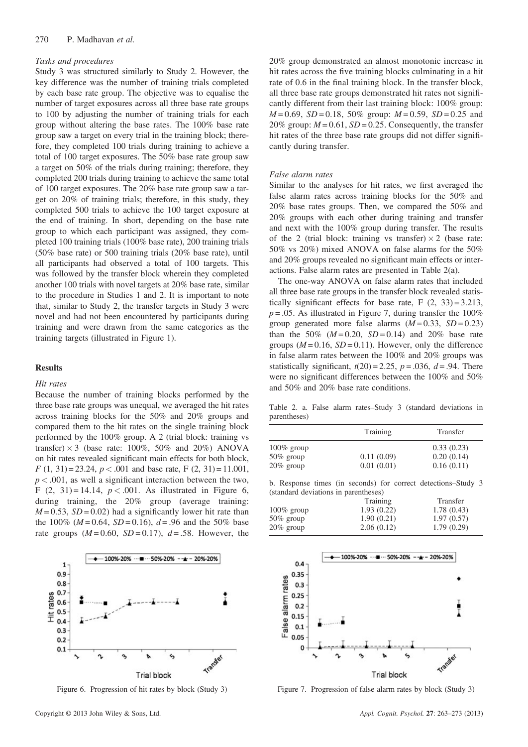*Tasks and procedures*

Study 3 was structured similarly to Study 2. However, the key difference was the number of training trials completed by each base rate group. The objective was to equalise the number of target exposures across all three base rate groups to 100 by adjusting the number of training trials for each group without altering the base rates. The 100% base rate group saw a target on every trial in the training block; therefore, they completed 100 trials during training to achieve a total of 100 target exposures. The 50% base rate group saw a target on 50% of the trials during training; therefore, they completed 200 trials during training to achieve the same total of 100 target exposures. The 20% base rate group saw a target on 20% of training trials; therefore, in this study, they completed 500 trials to achieve the 100 target exposure at the end of training. In short, depending on the base rate group to which each participant was assigned, they completed 100 training trials (100% base rate), 200 training trials (50% base rate) or 500 training trials (20% base rate), until all participants had observed a total of 100 targets. This was followed by the transfer block wherein they completed another 100 trials with novel targets at 20% base rate, similar to the procedure in Studies 1 and 2. It is important to note that, similar to Study 2, the transfer targets in Study 3 were novel and had not been encountered by participants during training and were drawn from the same categories as the training targets (illustrated in Figure 1).

## Results

*Hit rates*

Because the number of training blocks performed by the three base rate groups was unequal, we averaged the hit rates across training blocks for the 50% and 20% groups and compared them to the hit rates on the single training block performed by the 100% group. A 2 (trial block: training vs transfer) × 3 (base rate: 100%, 50% and 20%) ANOVA on hit rates revealed significant main effects for both block, $F\ (1,\ 31) = 23.24$, $p < .001$ and base rate, $F\ (2,\ 31) = 11.001$, $p < .001$, as well a significant interaction between the two, $F\ (2,\ 31) = 14.14$, $p < .001$. As illustrated in Figure 6, during training, the 20% group (average training: $M = 0.53$, $SD = 0.02$) had a significantly lower hit rate than the 100% ($M = 0.64$, $SD = 0.16$), $d = .96$ and the 50% base rate groups ($M = 0.60$, $SD = 0.17$), $d = .58$. However, the 20% group demonstrated an almost monotonic increase in hit rates across the five training blocks culminating in a hit rate of 0.6 in the final training block. In the transfer block, all three base rate groups demonstrated hit rates not significantly different from their last training block: 100% group: $M = 0.69$, $SD = 0.18$, 50% group: $M = 0.59$, $SD = 0.25$ and 20% group: $M = 0.61$, $SD = 0.25$. Consequently, the transfer hit rates of the three base rate groups did not differ significantly during transfer.

*False alarm rates*

Similar to the analyses for hit rates, we first averaged the false alarm rates across training blocks for the 50% and 20% base rates groups. Then, we compared the 50% and 20% groups with each other during training and transfer and next with the 100% group during transfer. The results of the 2 (trial block: training vs transfer) × 2 (base rate: 50% vs 20%) mixed ANOVA on false alarms for the 50% and 20% groups revealed no significant main effects or interactions. False alarm rates are presented in Table 2(a).

The one-way ANOVA on false alarm rates that included all three base rate groups in the transfer block revealed statistically significant effects for base rate, $F\ (2,\ 33) = 3.213$, $p = .05$. As illustrated in Figure 7, during transfer the 100% group generated more false alarms ($M = 0.33$, $SD = 0.23$) than the 50% ($M = 0.20$, $SD = 0.14$) and 20% base rate groups ($M = 0.16$, $SD = 0.11$). However, only the difference in false alarm rates between the 100% and 20% groups was statistically significant, $t(20) = 2.25$, $p = .036$, $d = .94$. There were no significant differences between the 100% and 50% and 50% and 20% base rate conditions.

Table 2. a. False alarm rates–Study 3 (standard deviations in parentheses)

| | Training | Transfer |
|---|---|---|
| 100% group | | 0.33 (0.23) |
| 50% group | 0.11 (0.09) | 0.20 (0.14) |
| 20% group | 0.01 (0.01) | 0.16 (0.11) |

b. Response times (in seconds) for correct detections–Study 3 (standard deviations in parentheses)

| | Training | Transfer |
|---|---|---|
| 100% group | 1.93 (0.22) | 1.78 (0.43) |
| 50% group | 1.90 (0.21) | 1.97 (0.57) |
| 20% group | 2.06 (0.12) | 1.79 (0.29) |

Figure 6. Progression of hit rates by block (Study 3)

Figure 7. Progression of false alarm rates by block (Study 3)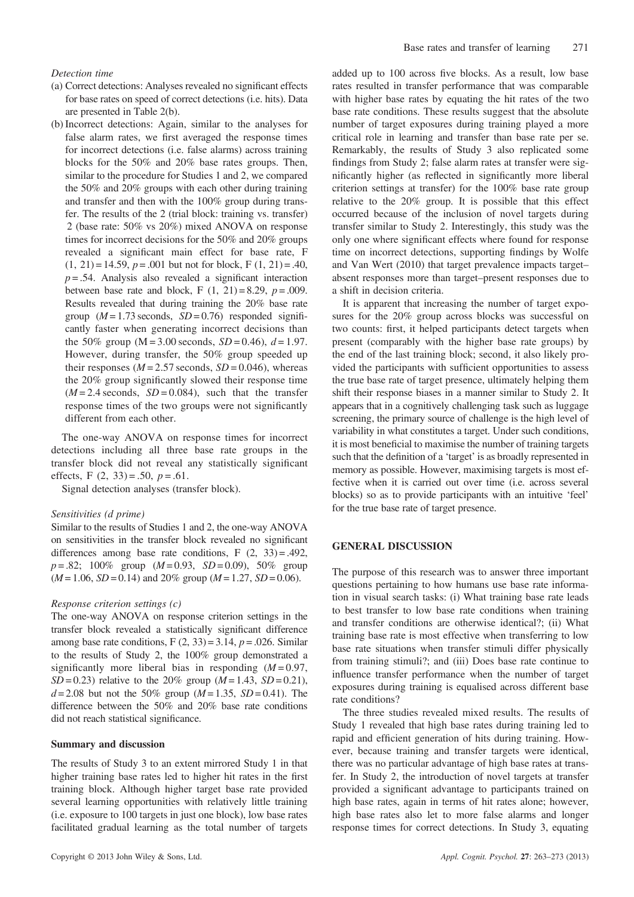*Detection time*

(a) Correct detections: Analyses revealed no significant effects for base rates on speed of correct detections (i.e. hits). Data are presented in Table 2(b).

(b) Incorrect detections: Again, similar to the analyses for false alarm rates, we first averaged the response times for incorrect detections (i.e. false alarms) across training blocks for the 50% and 20% base rates groups. Then, similar to the procedure for Studies 1 and 2, we compared the 50% and 20% groups with each other during training and transfer and then with the 100% group during transfer. The results of the 2 (trial block: training vs. transfer) 2 (base rate: 50% vs 20%) mixed ANOVA on response times for incorrect decisions for the 50% and 20% groups revealed a significant main effect for base rate, $F(1, 21) = 14.59$, $p = .001$ but not for block, $F(1, 21) = .40$, $p = .54$. Analysis also revealed a significant interaction between base rate and block, $F(1, 21) = 8.29$, $p = .009$. Results revealed that during training the 20% base rate group ($M = 1.73$ seconds, $SD = 0.76$) responded significantly faster when generating incorrect decisions than the 50% group ($M = 3.00$ seconds, $SD = 0.46$), $d = 1.97$. However, during transfer, the 50% group speeded up their responses ($M = 2.57$ seconds, $SD = 0.046$), whereas the 20% group significantly slowed their response time ($M = 2.4$ seconds, $SD = 0.084$), such that the transfer response times of the two groups were not significantly different from each other.

The one-way ANOVA on response times for incorrect detections including all three base rate groups in the transfer block did not reveal any statistically significant effects, $F(2, 33) = .50$, $p = .61$.

Signal detection analyses (transfer block).

*Sensitivities (d prime)*

Similar to the results of Studies 1 and 2, the one-way ANOVA on sensitivities in the transfer block revealed no significant differences among base rate conditions, $F(2, 33) = .492$, $p = .82$; 100% group ($M = 0.93$, $SD = 0.09$), 50% group ($M = 1.06$, $SD = 0.14$) and 20% group ($M = 1.27$, $SD = 0.06$).

*Response criterion settings (c)*

The one-way ANOVA on response criterion settings in the transfer block revealed a statistically significant difference among base rate conditions, $F(2, 33) = 3.14$, $p = .026$. Similar to the results of Study 2, the 100% group demonstrated a significantly more liberal bias in responding ($M = 0.97$, $SD = 0.23$) relative to the 20% group ($M = 1.43$, $SD = 0.21$), $d = 2.08$ but not the 50% group ($M = 1.35$, $SD = 0.41$). The difference between the 50% and 20% base rate conditions did not reach statistical significance.

### Summary and discussion

The results of Study 3 to an extent mirrored Study 1 in that higher training base rates led to higher hit rates in the first training block. Although higher target base rate provided several learning opportunities with relatively little training (i.e. exposure to 100 targets in just one block), low base rates facilitated gradual learning as the total number of targets added up to 100 across five blocks. As a result, low base rates resulted in transfer performance that was comparable with higher base rates by equating the hit rates of the two base rate conditions. These results suggest that the absolute number of target exposures during training played a more critical role in learning and transfer than base rate per se. Remarkably, the results of Study 3 also replicated some findings from Study 2; false alarm rates at transfer were significantly higher (as reflected in significantly more liberal criterion settings at transfer) for the 100% base rate group relative to the 20% group. It is possible that this effect occurred because of the inclusion of novel targets during transfer similar to Study 2. Interestingly, this study was the only one where significant effects where found for response time on incorrect detections, supporting findings by Wolfe and Van Wert (2010) that target prevalence impacts target–absent responses more than target–present responses due to a shift in decision criteria.

It is apparent that increasing the number of target exposures for the 20% group across blocks was successful on two counts: first, it helped participants detect targets when present (comparably with the higher base rate groups) by the end of the last training block; second, it also likely provided the participants with sufficient opportunities to assess the true base rate of target presence, ultimately helping them shift their response biases in a manner similar to Study 2. It appears that in a cognitively challenging task such as luggage screening, the primary source of challenge is the high level of variability in what constitutes a target. Under such conditions, it is most beneficial to maximise the number of training targets such that the definition of a 'target' is as broadly represented in memory as possible. However, maximising targets is most effective when it is carried out over time (i.e. across several blocks) so as to provide participants with an intuitive 'feel' for the true base rate of target presence.

## GENERAL DISCUSSION

The purpose of this research was to answer three important questions pertaining to how humans use base rate information in visual search tasks: (i) What training base rate leads to best transfer to low base rate conditions when training and transfer conditions are otherwise identical?; (ii) What training base rate is most effective when transferring to low base rate situations when transfer stimuli differ physically from training stimuli?; and (iii) Does base rate continue to influence transfer performance when the number of target exposures during training is equalised across different base rate conditions?

The three studies revealed mixed results. The results of Study 1 revealed that high base rates during training led to rapid and efficient generation of hits during training. However, because training and transfer targets were identical, there was no particular advantage of high base rates at transfer. In Study 2, the introduction of novel targets at transfer provided a significant advantage to participants trained on high base rates, again in terms of hit rates alone; however, high base rates also let to more false alarms and longer response times for correct detections. In Study 3, equating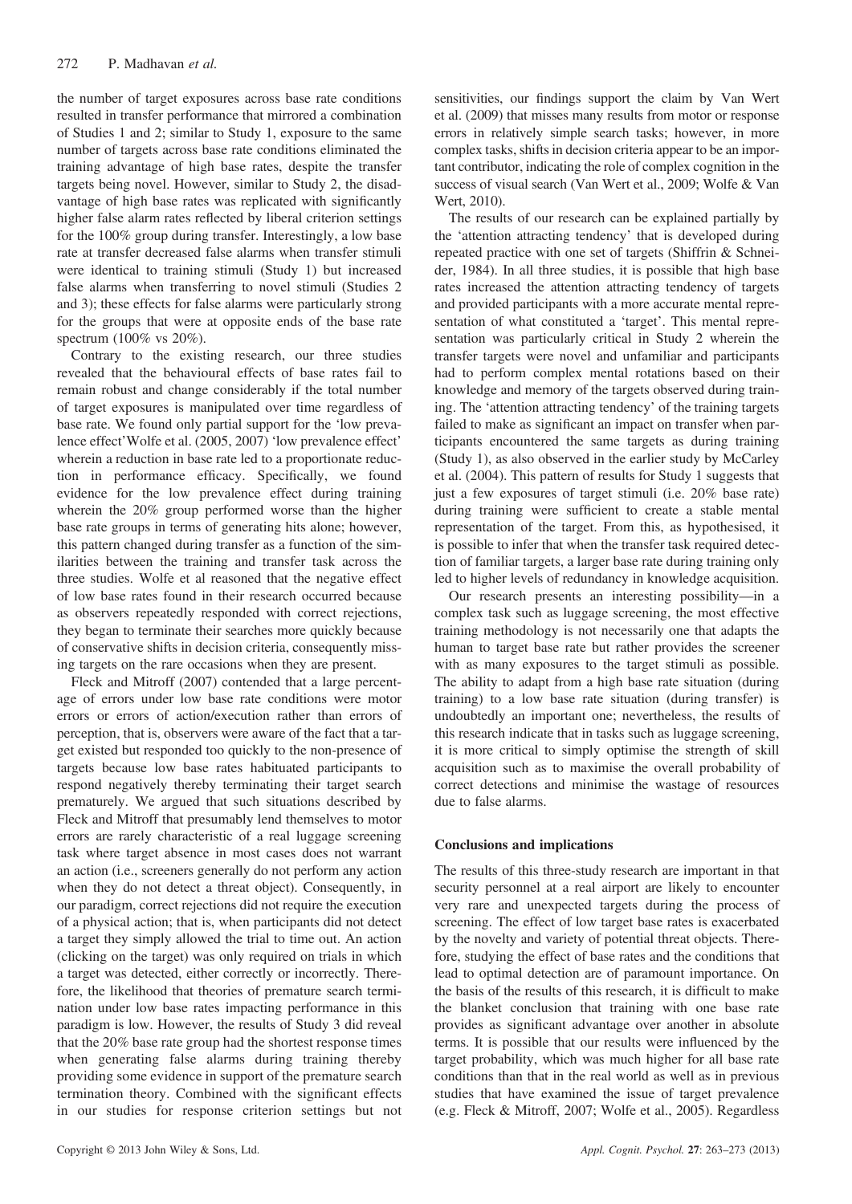the number of target exposures across base rate conditions resulted in transfer performance that mirrored a combination of Studies 1 and 2; similar to Study 1, exposure to the same number of targets across base rate conditions eliminated the training advantage of high base rates, despite the transfer targets being novel. However, similar to Study 2, the disadvantage of high base rates was replicated with significantly higher false alarm rates reflected by liberal criterion settings for the 100% group during transfer. Interestingly, a low base rate at transfer decreased false alarms when transfer stimuli were identical to training stimuli (Study 1) but increased false alarms when transferring to novel stimuli (Studies 2 and 3); these effects for false alarms were particularly strong for the groups that were at opposite ends of the base rate spectrum (100% vs 20%).

Contrary to the existing research, our three studies revealed that the behavioural effects of base rates fail to remain robust and change considerably if the total number of target exposures is manipulated over time regardless of base rate. We found only partial support for the 'low prevalence effect'Wolfe et al. (2005, 2007) 'low prevalence effect' wherein a reduction in base rate led to a proportionate reduction in performance efficacy. Specifically, we found evidence for the low prevalence effect during training wherein the 20% group performed worse than the higher base rate groups in terms of generating hits alone; however, this pattern changed during transfer as a function of the similarities between the training and transfer task across the three studies. Wolfe et al reasoned that the negative effect of low base rates found in their research occurred because as observers repeatedly responded with correct rejections, they began to terminate their searches more quickly because of conservative shifts in decision criteria, consequently missing targets on the rare occasions when they are present.

Fleck and Mitroff (2007) contended that a large percentage of errors under low base rate conditions were motor errors or errors of action/execution rather than errors of perception, that is, observers were aware of the fact that a target existed but responded too quickly to the non-presence of targets because low base rates habituated participants to respond negatively thereby terminating their target search prematurely. We argued that such situations described by Fleck and Mitroff that presumably lend themselves to motor errors are rarely characteristic of a real luggage screening task where target absence in most cases does not warrant an action (i.e., screeners generally do not perform any action when they do not detect a threat object). Consequently, in our paradigm, correct rejections did not require the execution of a physical action; that is, when participants did not detect a target they simply allowed the trial to time out. An action (clicking on the target) was only required on trials in which a target was detected, either correctly or incorrectly. Therefore, the likelihood that theories of premature search termination under low base rates impacting performance in this paradigm is low. However, the results of Study 3 did reveal that the 20% base rate group had the shortest response times when generating false alarms during training thereby providing some evidence in support of the premature search termination theory. Combined with the significant effects in our studies for response criterion settings but not sensitivities, our findings support the claim by Van Wert et al. (2009) that misses many results from motor or response errors in relatively simple search tasks; however, in more complex tasks, shifts in decision criteria appear to be an important contributor, indicating the role of complex cognition in the success of visual search (Van Wert et al., 2009; Wolfe & Van Wert, 2010).

The results of our research can be explained partially by the 'attention attracting tendency' that is developed during repeated practice with one set of targets (Shiffrin & Schneider, 1984). In all three studies, it is possible that high base rates increased the attention attracting tendency of targets and provided participants with a more accurate mental representation of what constituted a 'target'. This mental representation was particularly critical in Study 2 wherein the transfer targets were novel and unfamiliar and participants had to perform complex mental rotations based on their knowledge and memory of the targets observed during training. The 'attention attracting tendency' of the training targets failed to make as significant an impact on transfer when participants encountered the same targets as during training (Study 1), as also observed in the earlier study by McCarley et al. (2004). This pattern of results for Study 1 suggests that just a few exposures of target stimuli (i.e. 20% base rate) during training were sufficient to create a stable mental representation of the target. From this, as hypothesised, it is possible to infer that when the transfer task required detection of familiar targets, a larger base rate during training only led to higher levels of redundancy in knowledge acquisition.

Our research presents an interesting possibility—in a complex task such as luggage screening, the most effective training methodology is not necessarily one that adapts the human to target base rate but rather provides the screener with as many exposures to the target stimuli as possible. The ability to adapt from a high base rate situation (during training) to a low base rate situation (during transfer) is undoubtedly an important one; nevertheless, the results of this research indicate that in tasks such as luggage screening, it is more critical to simply optimise the strength of skill acquisition such as to maximise the overall probability of correct detections and minimise the wastage of resources due to false alarms.

## Conclusions and implications

The results of this three-study research are important in that security personnel at a real airport are likely to encounter very rare and unexpected targets during the process of screening. The effect of low target base rates is exacerbated by the novelty and variety of potential threat objects. Therefore, studying the effect of base rates and the conditions that lead to optimal detection are of paramount importance. On the basis of the results of this research, it is difficult to make the blanket conclusion that training with one base rate provides as significant advantage over another in absolute terms. It is possible that our results were influenced by the target probability, which was much higher for all base rate conditions than that in the real world as well as in previous studies that have examined the issue of target prevalence (e.g. Fleck & Mitroff, 2007; Wolfe et al., 2005). Regardless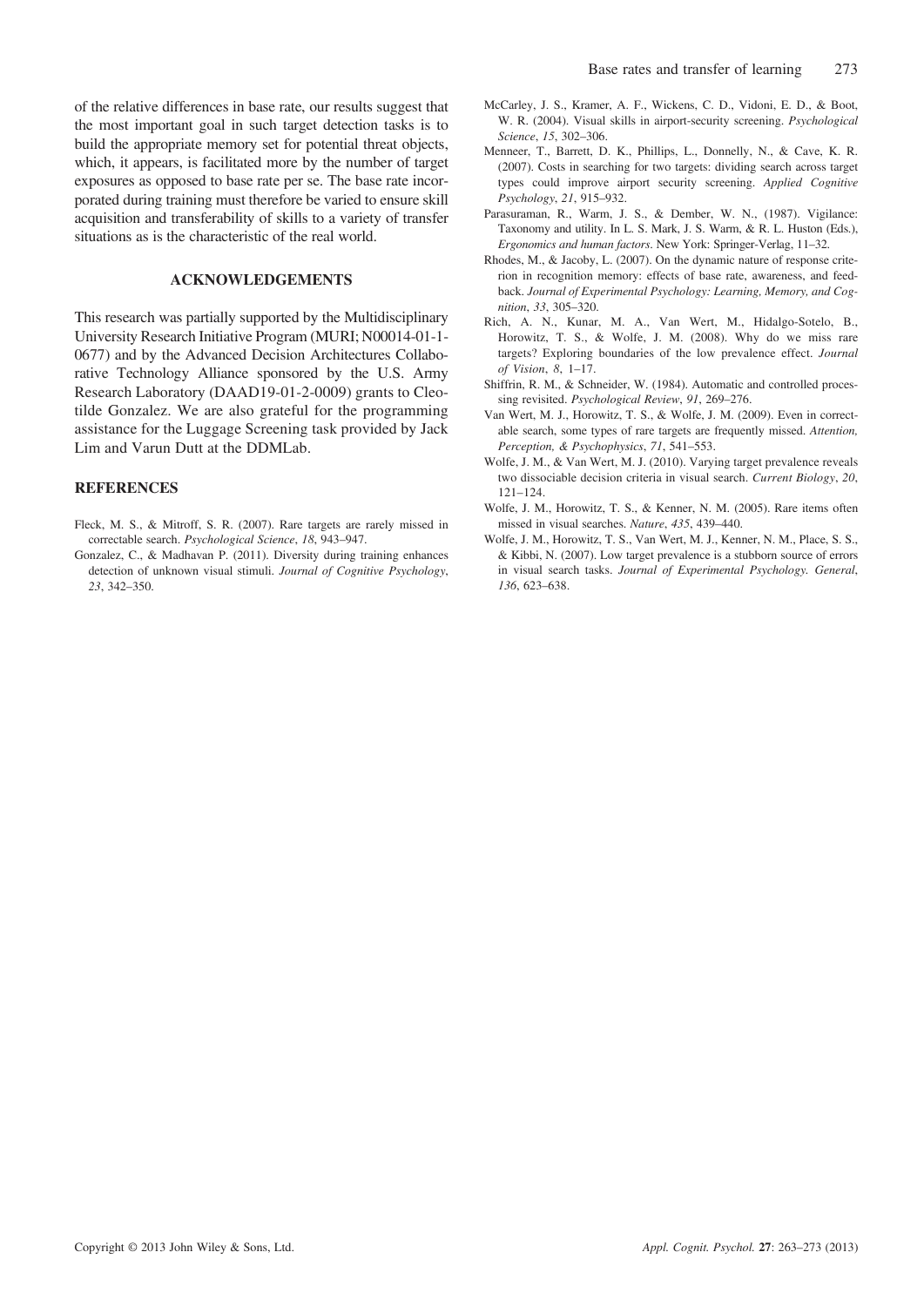of the relative differences in base rate, our results suggest that the most important goal in such target detection tasks is to build the appropriate memory set for potential threat objects, which, it appears, is facilitated more by the number of target exposures as opposed to base rate per se. The base rate incorporated during training must therefore be varied to ensure skill acquisition and transferability of skills to a variety of transfer situations as is the characteristic of the real world.

## ACKNOWLEDGEMENTS

This research was partially supported by the Multidisciplinary University Research Initiative Program (MURI; N00014-01-1-0677) and by the Advanced Decision Architectures Collaborative Technology Alliance sponsored by the U.S. Army Research Laboratory (DAAD19-01-2-0009) grants to Cleotilde Gonzalez. We are also grateful for the programming assistance for the Luggage Screening task provided by Jack Lim and Varun Dutt at the DDMLab.

## REFERENCES

Fleck, M. S., & Mitroff, S. R. (2007). Rare targets are rarely missed in correctable search. *Psychological Science*, *18*, 943–947.

Gonzalez, C., & Madhavan P. (2011). Diversity during training enhances detection of unknown visual stimuli. *Journal of Cognitive Psychology*, *23*, 342–350.

McCarley, J. S., Kramer, A. F., Wickens, C. D., Vidoni, E. D., & Boot, W. R. (2004). Visual skills in airport-security screening. *Psychological Science*, *15*, 302–306.

Menneer, T., Barrett, D. K., Phillips, L., Donnelly, N., & Cave, K. R. (2007). Costs in searching for two targets: dividing search across target types could improve airport security screening. *Applied Cognitive Psychology*, *21*, 915–932.

Parasuraman, R., Warm, J. S., & Dember, W. N., (1987). Vigilance: Taxonomy and utility. In L. S. Mark, J. S. Warm, & R. L. Huston (Eds.), *Ergonomics and human factors*. New York: Springer-Verlag, 11–32.

Rhodes, M., & Jacoby, L. (2007). On the dynamic nature of response criterion in recognition memory: effects of base rate, awareness, and feedback. *Journal of Experimental Psychology: Learning, Memory, and Cognition*, *33*, 305–320.

Rich, A. N., Kunar, M. A., Van Wert, M., Hidalgo-Sotelo, B., Horowitz, T. S., & Wolfe, J. M. (2008). Why do we miss rare targets? Exploring boundaries of the low prevalence effect. *Journal of Vision*, *8*, 1–17.

Shiffrin, R. M., & Schneider, W. (1984). Automatic and controlled processing revisited. *Psychological Review*, *91*, 269–276.

Van Wert, M. J., Horowitz, T. S., & Wolfe, J. M. (2009). Even in correctable search, some types of rare targets are frequently missed. *Attention, Perception, & Psychophysics*, *71*, 541–553.

Wolfe, J. M., & Van Wert, M. J. (2010). Varying target prevalence reveals two dissociable decision criteria in visual search. *Current Biology*, *20*, 121–124.

Wolfe, J. M., Horowitz, T. S., & Kenner, N. M. (2005). Rare items often missed in visual searches. *Nature*, *435*, 439–440.

Wolfe, J. M., Horowitz, T. S., Van Wert, M. J., Kenner, N. M., Place, S. S., & Kibbi, N. (2007). Low target prevalence is a stubborn source of errors in visual search tasks. *Journal of Experimental Psychology. General*, *136*, 623–638.